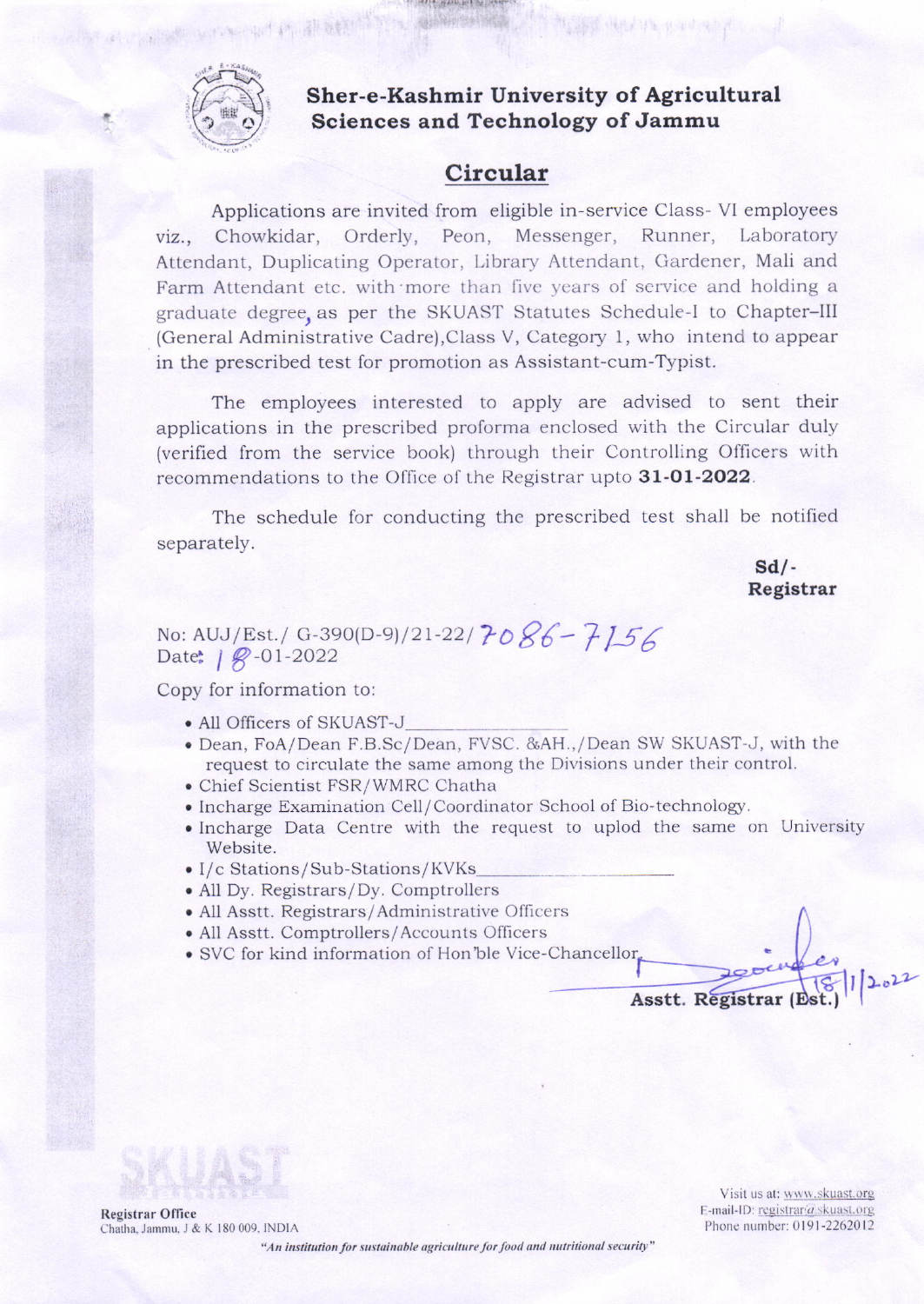# Sher-e-Kashmir University of Agricultural Sciences and Technology of Jammu

## Circular

Applications are invited from eligible in-service Class- VI employees viz., Chowkidar, Orderly, Peon, Messenger, Runner, Laboratory Attendant, Duplicating Operator, Library Attendant, Gardener, Mali and Farm Attendant etc. with more than five years of service and holding a graduate degree, as per the SKUAST Statutes Schedule-I to Chapter–III (General Administrative Cadre),Class V, Category 1, who intend to appear in the prescribed test for promotion as Assistant-cum-Typist.

The employees interested to apply are advised to sent their applications in the prescribed proforma enclosed with the Circular duly (verified from the service book) through their Controlling Officers with recommendations to the Office of the Registrar upto **31-01-2022**.

The schedule for conducting the prescribed test shall be notified separately.

**Sd/-**
**Registrar**

No: AUJ/Est./ G-390(D-9)/21-22/7086-7156
Date: 18-01-2022

Copy for information to:

- All Officers of SKUAST-J
- Dean, FoA/Dean F.B.Sc/Dean, FVSC. &AH.,/Dean SW SKUAST-J, with the request to circulate the same among the Divisions under their control.
- Chief Scientist FSR/WMRC Chatha
- Incharge Examination Cell/Coordinator School of Bio-technology.
- Incharge Data Centre with the request to uplod the same on University Website.
- I/c Stations/Sub-Stations/KVKs
- All Dy. Registrars/Dy. Comptrollers
- All Asstt. Registrars/Administrative Officers
- All Asstt. Comptrollers/Accounts Officers
- SVC for kind information of Hon'ble Vice-Chancellor.

18/1/2022
**Asstt. Registrar (Est.)**

**Registrar Office**
Chatha, Jammu, J & K 180 009, INDIA

Visit us at: www.skuast.org
E-mail-ID: registrar@skuast.org
Phone number: 0191-2262012

*"An institution for sustainable agriculture for food and nutritional security"*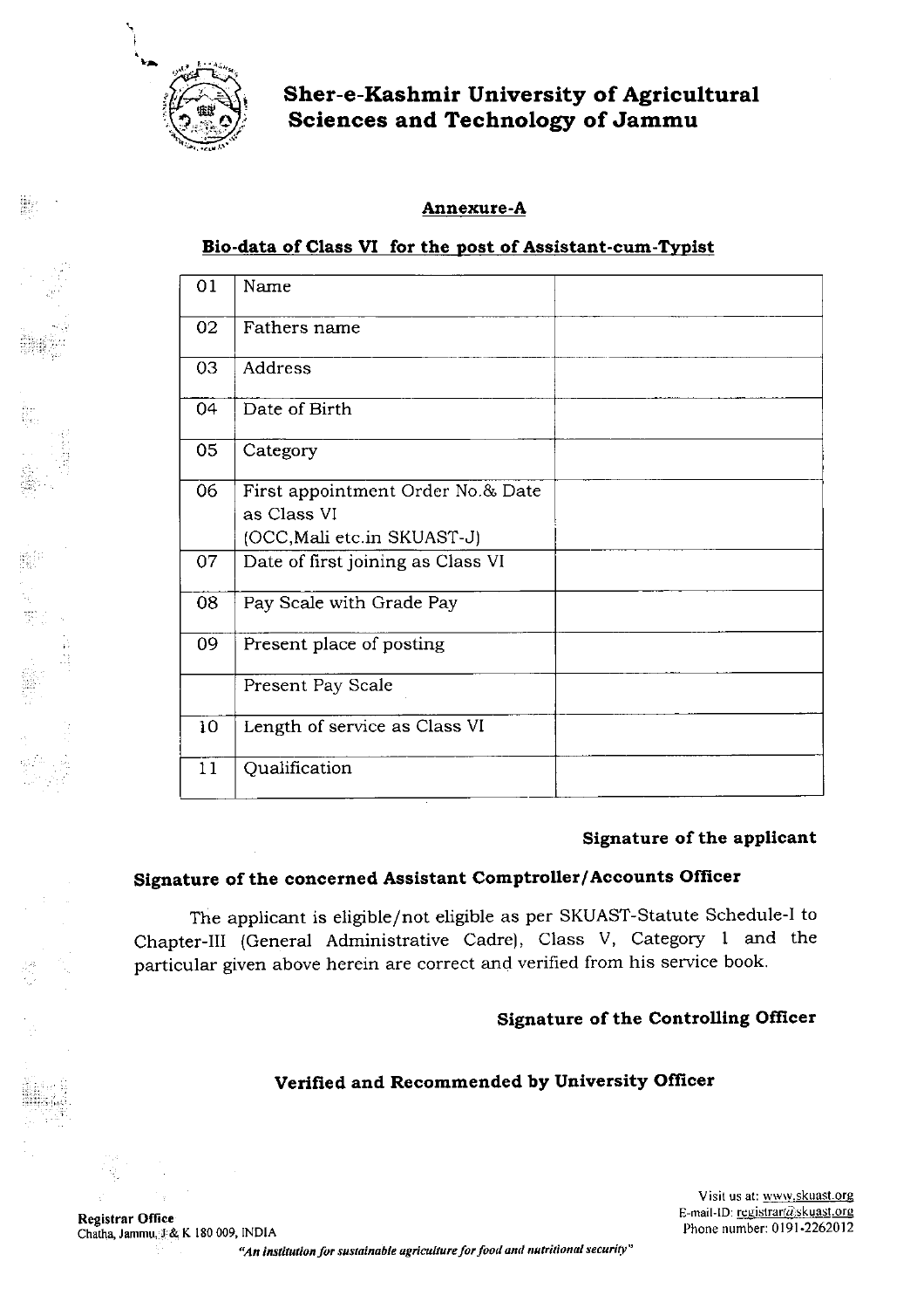# Sher-e-Kashmir University of Agricultural Sciences and Technology of Jammu

## Annexure-A

### Bio-data of Class VI for the post of Assistant-cum-Typist

| | | |
|---|---|---|
| 01 | Name | |
| 02 | Fathers name | |
| 03 | Address | |
| 04 | Date of Birth | |
| 05 | Category | |
| 06 | First appointment Order No.& Date as Class VI (OCC,Mali etc.in SKUAST-J) | |
| 07 | Date of first joining as Class VI | |
| 08 | Pay Scale with Grade Pay | |
| 09 | Present place of posting | |
| | Present Pay Scale | |
| 10 | Length of service as Class VI | |
| 11 | Qualification | |

**Signature of the applicant**

**Signature of the concerned Assistant Comptroller/Accounts Officer**

The applicant is eligible/not eligible as per SKUAST-Statute Schedule-I to Chapter-III (General Administrative Cadre), Class V, Category 1 and the particular given above herein are correct and verified from his service book.

**Signature of the Controlling Officer**

**Verified and Recommended by University Officer**

**Registrar Office**
Chatha, Jammu, J & K 180 009, INDIA

Visit us at: www.skuast.org
E-mail-ID: registrar@skuast.org
Phone number: 0191-2262012

*"An institution for sustainable agriculture for food and nutritional security"*